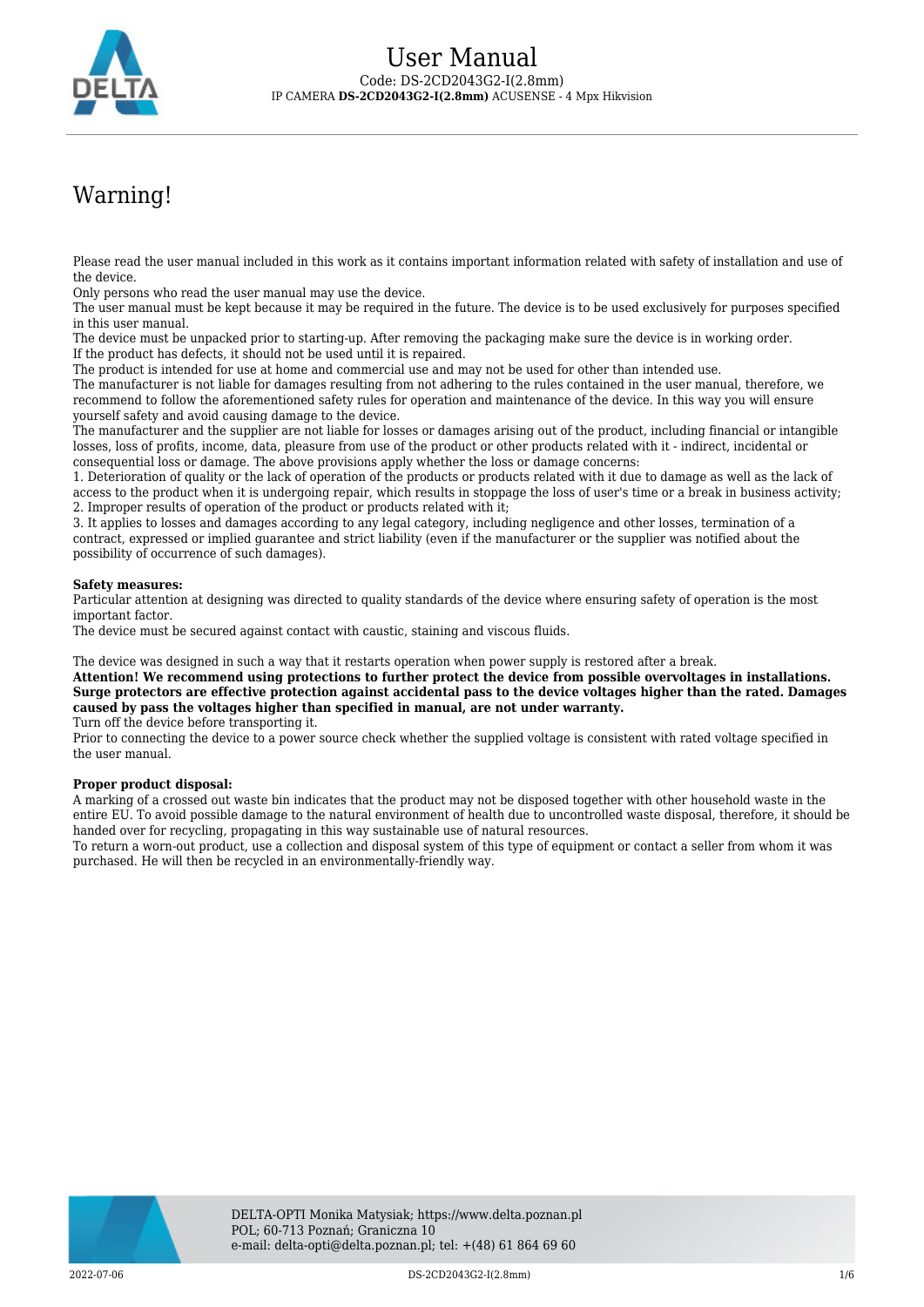# User Manual

Code: DS-2CD2043G2-I(2.8mm)

IP CAMERA **DS-2CD2043G2-I(2.8mm)** ACUSENSE - 4 Mpx Hikvision

## Warning!

Please read the user manual included in this work as it contains important information related with safety of installation and use of the device.
Only persons who read the user manual may use the device.
The user manual must be kept because it may be required in the future. The device is to be used exclusively for purposes specified in this user manual.
The device must be unpacked prior to starting-up. After removing the packaging make sure the device is in working order.
If the product has defects, it should not be used until it is repaired.
The product is intended for use at home and commercial use and may not be used for other than intended use.
The manufacturer is not liable for damages resulting from not adhering to the rules contained in the user manual, therefore, we recommend to follow the aforementioned safety rules for operation and maintenance of the device. In this way you will ensure yourself safety and avoid causing damage to the device.
The manufacturer and the supplier are not liable for losses or damages arising out of the product, including financial or intangible losses, loss of profits, income, data, pleasure from use of the product or other products related with it - indirect, incidental or consequential loss or damage. The above provisions apply whether the loss or damage concerns:
1. Deterioration of quality or the lack of operation of the products or products related with it due to damage as well as the lack of access to the product when it is undergoing repair, which results in stoppage the loss of user's time or a break in business activity;
2. Improper results of operation of the product or products related with it;
3. It applies to losses and damages according to any legal category, including negligence and other losses, termination of a contract, expressed or implied guarantee and strict liability (even if the manufacturer or the supplier was notified about the possibility of occurrence of such damages).

**Safety measures:**
Particular attention at designing was directed to quality standards of the device where ensuring safety of operation is the most important factor.
The device must be secured against contact with caustic, staining and viscous fluids.

The device was designed in such a way that it restarts operation when power supply is restored after a break.
**Attention! We recommend using protections to further protect the device from possible overvoltages in installations. Surge protectors are effective protection against accidental pass to the device voltages higher than the rated. Damages caused by pass the voltages higher than specified in manual, are not under warranty.**
Turn off the device before transporting it.
Prior to connecting the device to a power source check whether the supplied voltage is consistent with rated voltage specified in the user manual.

**Proper product disposal:**
A marking of a crossed out waste bin indicates that the product may not be disposed together with other household waste in the entire EU. To avoid possible damage to the natural environment of health due to uncontrolled waste disposal, therefore, it should be handed over for recycling, propagating in this way sustainable use of natural resources.
To return a worn-out product, use a collection and disposal system of this type of equipment or contact a seller from whom it was purchased. He will then be recycled in an environmentally-friendly way.

DELTA-OPTI Monika Matysiak; https://www.delta.poznan.pl
POL; 60-713 Poznań; Graniczna 10
e-mail: delta-opti@delta.poznan.pl; tel: +(48) 61 864 69 60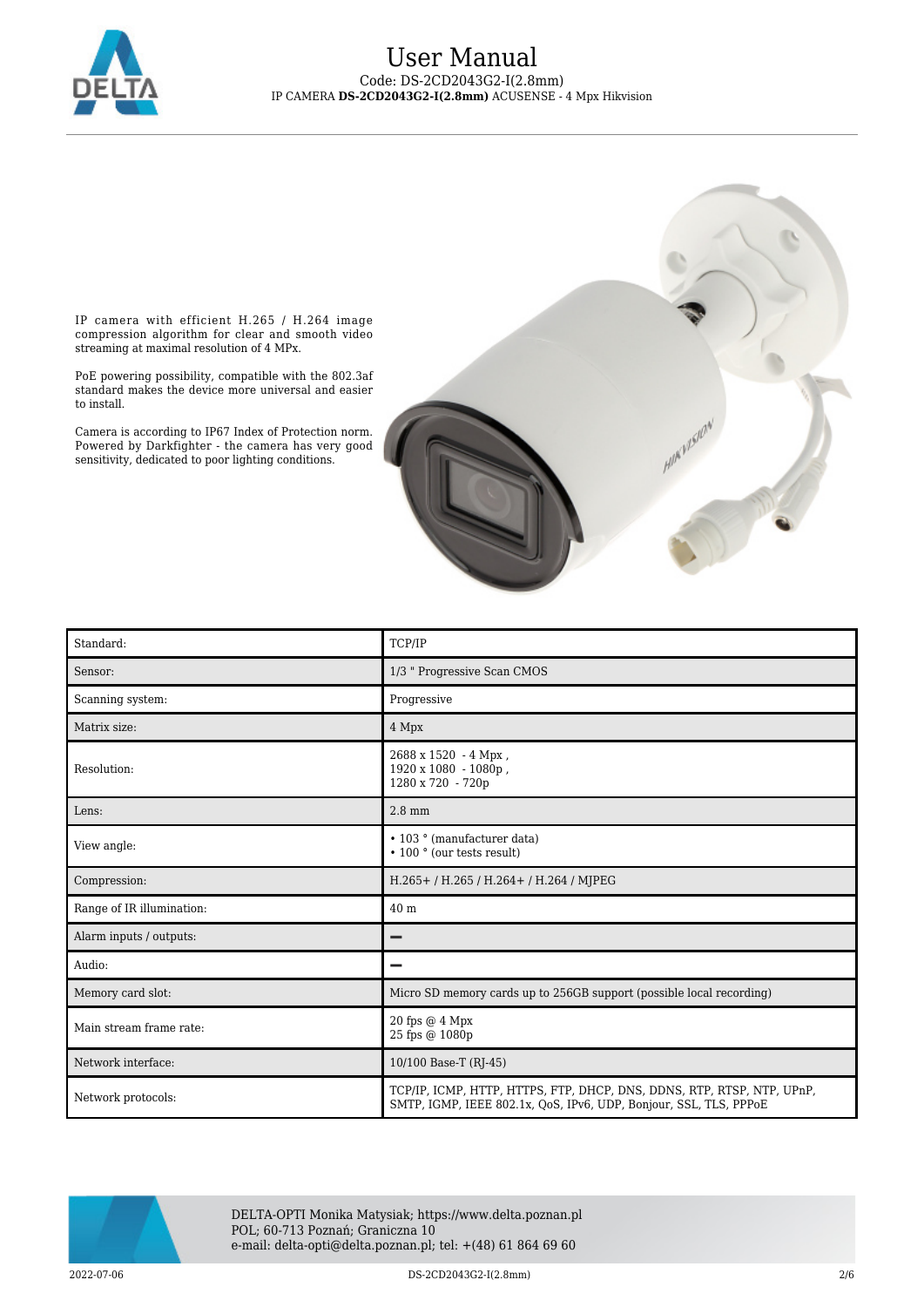IP camera with efficient H.265 / H.264 image compression algorithm for clear and smooth video streaming at maximal resolution of 4 MPx.

PoE powering possibility, compatible with the 802.3af standard makes the device more universal and easier to install.

Camera is according to IP67 Index of Protection norm. Powered by Darkfighter - the camera has very good sensitivity, dedicated to poor lighting conditions.

| Standard: | TCP/IP |
| --- | --- |
| Sensor: | 1/3 " Progressive Scan CMOS |
| Scanning system: | Progressive |
| Matrix size: | 4 Mpx |
| Resolution: | 2688 x 1520 - 4 Mpx , 1920 x 1080 - 1080p , 1280 x 720 - 720p |
| Lens: | 2.8 mm |
| View angle: | • 103 ° (manufacturer data) • 100 ° (our tests result) |
| Compression: | H.265+ / H.265 / H.264+ / H.264 / MJPEG |
| Range of IR illumination: | 40 m |
| Alarm inputs / outputs: | – |
| Audio: | – |
| Memory card slot: | Micro SD memory cards up to 256GB support (possible local recording) |
| Main stream frame rate: | 20 fps @ 4 Mpx 25 fps @ 1080p |
| Network interface: | 10/100 Base-T (RJ-45) |
| Network protocols: | TCP/IP, ICMP, HTTP, HTTPS, FTP, DHCP, DNS, DDNS, RTP, RTSP, NTP, UPnP, SMTP, IGMP, IEEE 802.1x, QoS, IPv6, UDP, Bonjour, SSL, TLS, PPPoE |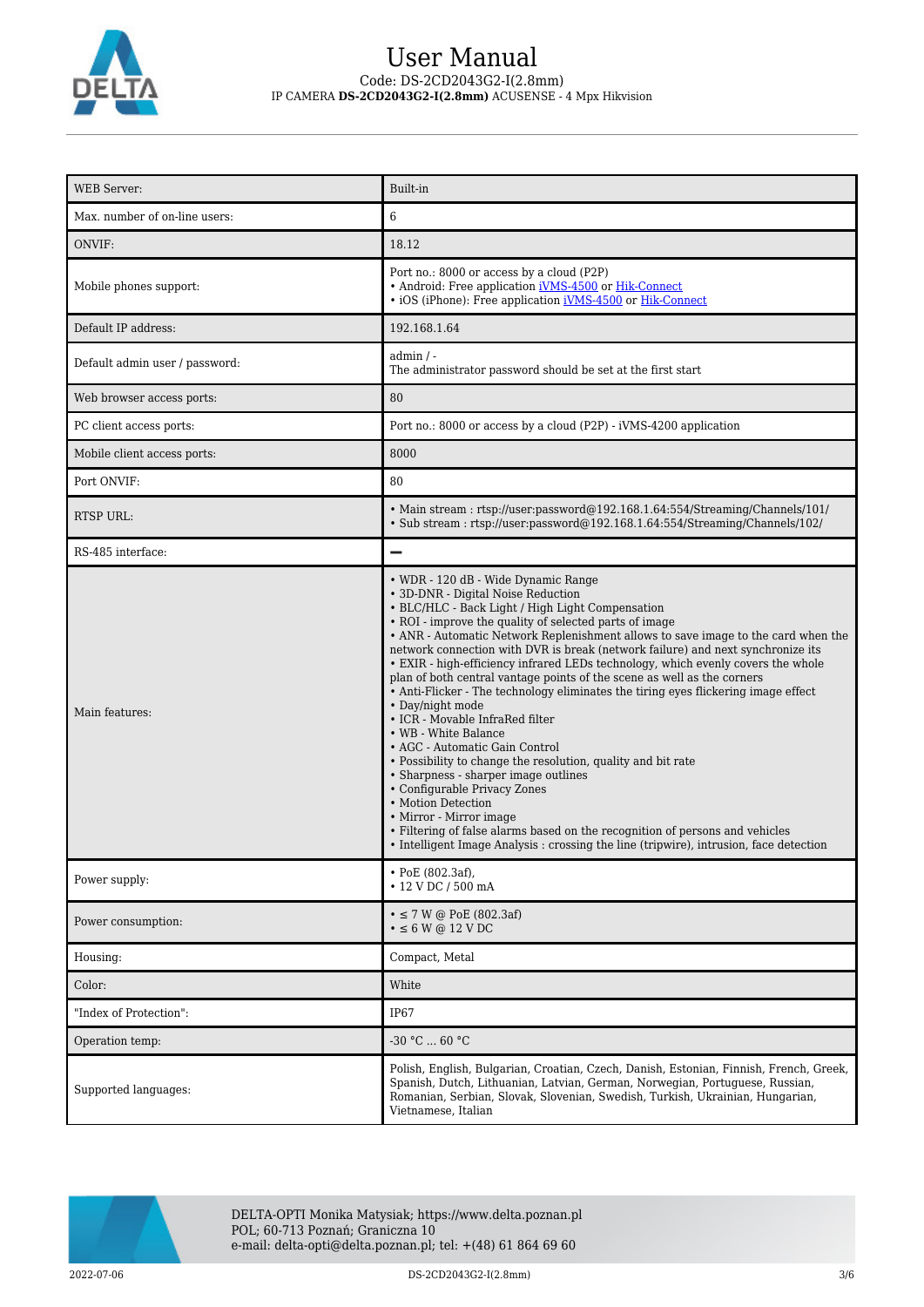| WEB Server: | Built-in |
| --- | --- |
| Max. number of on-line users: | 6 |
| ONVIF: | 18.12 |
| Mobile phones support: | Port no.: 8000 or access by a cloud (P2P)<br>• Android: Free application iVMS-4500 or Hik-Connect<br>• iOS (iPhone): Free application iVMS-4500 or Hik-Connect |
| Default IP address: | 192.168.1.64 |
| Default admin user / password: | admin / -<br>The administrator password should be set at the first start |
| Web browser access ports: | 80 |
| PC client access ports: | Port no.: 8000 or access by a cloud (P2P) - iVMS-4200 application |
| Mobile client access ports: | 8000 |
| Port ONVIF: | 80 |
| RTSP URL: | • Main stream : rtsp://user:password@192.168.1.64:554/Streaming/Channels/101/<br>• Sub stream : rtsp://user:password@192.168.1.64:554/Streaming/Channels/102/ |
| RS-485 interface: | — |
| Main features: | • WDR - 120 dB - Wide Dynamic Range<br>• 3D-DNR - Digital Noise Reduction<br>• BLC/HLC - Back Light / High Light Compensation<br>• ROI - improve the quality of selected parts of image<br>• ANR - Automatic Network Replenishment allows to save image to the card when the network connection with DVR is break (network failure) and next synchronize its<br>• EXIR - high-efficiency infrared LEDs technology, which evenly covers the whole plan of both central vantage points of the scene as well as the corners<br>• Anti-Flicker - The technology eliminates the tiring eyes flickering image effect<br>• Day/night mode<br>• ICR - Movable InfraRed filter<br>• WB - White Balance<br>• AGC - Automatic Gain Control<br>• Possibility to change the resolution, quality and bit rate<br>• Sharpness - sharper image outlines<br>• Configurable Privacy Zones<br>• Motion Detection<br>• Mirror - Mirror image<br>• Filtering of false alarms based on the recognition of persons and vehicles<br>• Intelligent Image Analysis : crossing the line (tripwire), intrusion, face detection |
| Power supply: | • PoE (802.3af),<br>• 12 V DC / 500 mA |
| Power consumption: | • ≤ 7 W @ PoE (802.3af)<br>• ≤ 6 W @ 12 V DC |
| Housing: | Compact, Metal |
| Color: | White |
| "Index of Protection": | IP67 |
| Operation temp: | -30 °C ... 60 °C |
| Supported languages: | Polish, English, Bulgarian, Croatian, Czech, Danish, Estonian, Finnish, French, Greek, Spanish, Dutch, Lithuanian, Latvian, German, Norwegian, Portuguese, Russian, Romanian, Serbian, Slovak, Slovenian, Swedish, Turkish, Ukrainian, Hungarian, Vietnamese, Italian |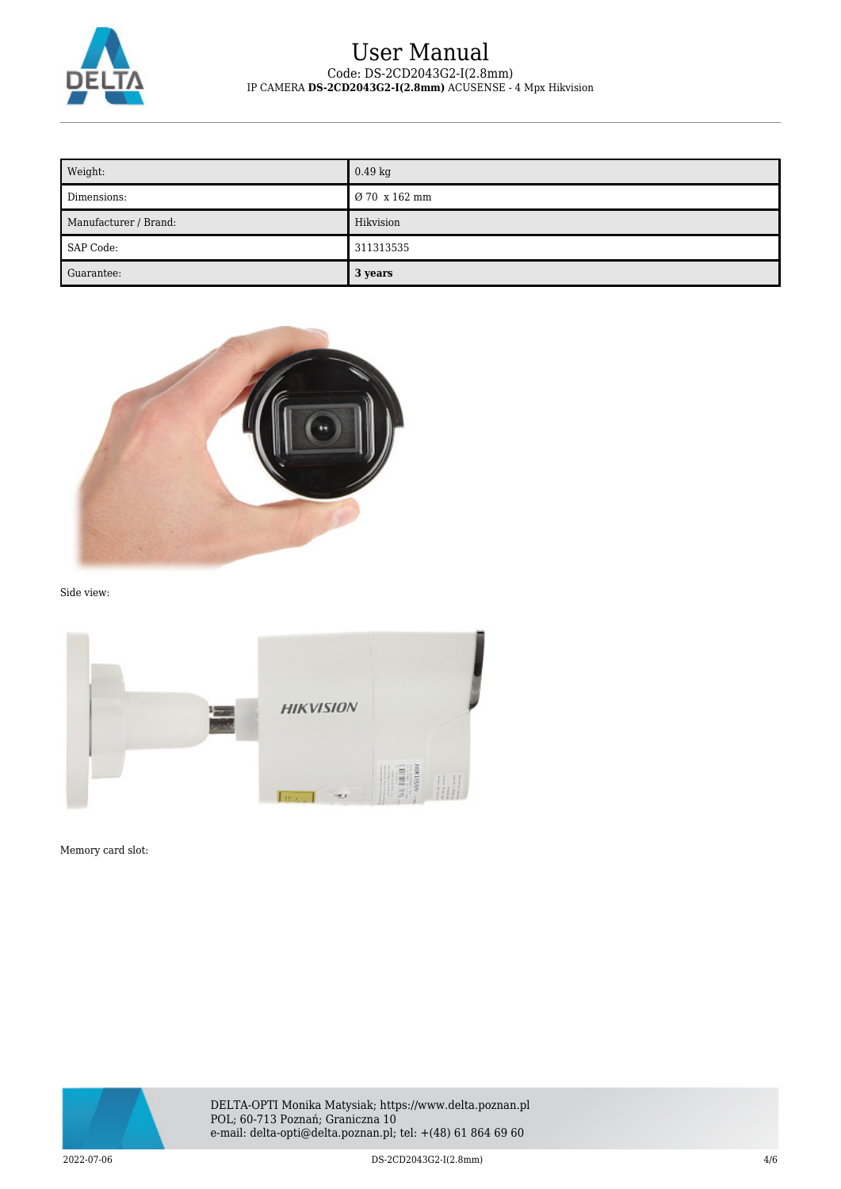| Weight: | 0.49 kg |
| --- | --- |
| Dimensions: | Ø 70  x 162 mm |
| Manufacturer / Brand: | Hikvision |
| SAP Code: | 311313535 |
| Guarantee: | **3 years** |

Side view:

Memory card slot: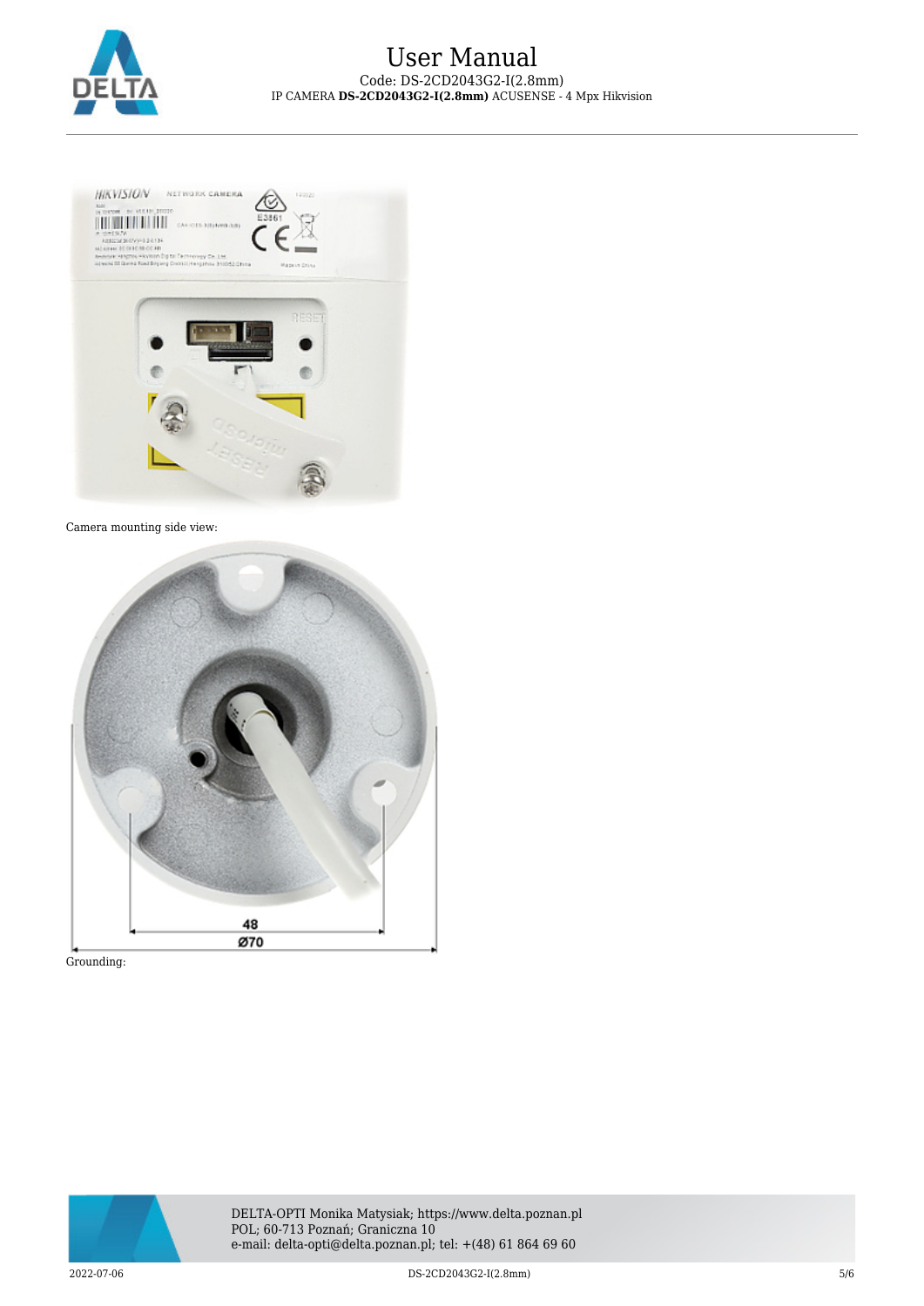Camera mounting side view:

Grounding: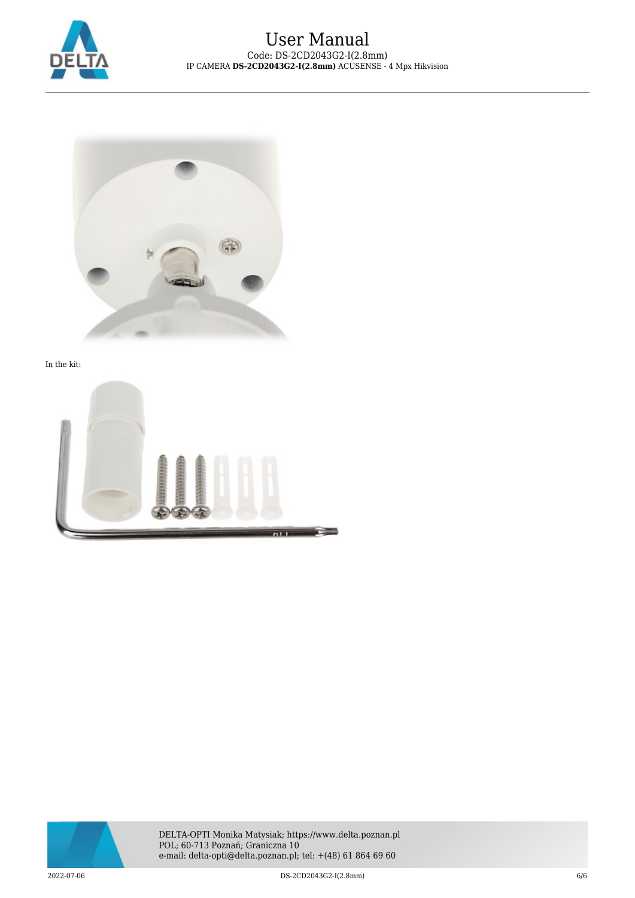In the kit: